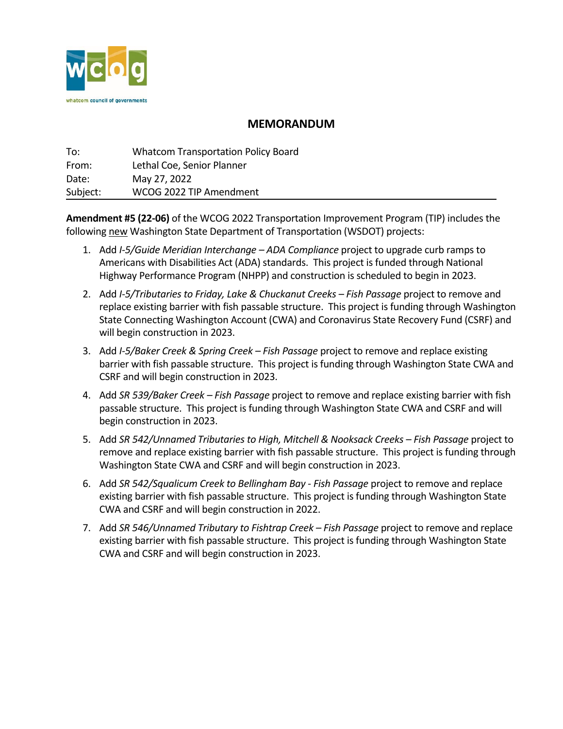# MEMORANDUM

| | |
|---|---|
| To: | Whatcom Transportation Policy Board |
| From: | Lethal Coe, Senior Planner |
| Date: | May 27, 2022 |
| Subject: | WCOG 2022 TIP Amendment |

**Amendment #5 (22-06)** of the WCOG 2022 Transportation Improvement Program (TIP) includes the following new Washington State Department of Transportation (WSDOT) projects:

1. Add *I-5/Guide Meridian Interchange – ADA Compliance* project to upgrade curb ramps to Americans with Disabilities Act (ADA) standards. This project is funded through National Highway Performance Program (NHPP) and construction is scheduled to begin in 2023.
2. Add *I-5/Tributaries to Friday, Lake & Chuckanut Creeks – Fish Passage* project to remove and replace existing barrier with fish passable structure. This project is funding through Washington State Connecting Washington Account (CWA) and Coronavirus State Recovery Fund (CSRF) and will begin construction in 2023.
3. Add *I-5/Baker Creek & Spring Creek – Fish Passage* project to remove and replace existing barrier with fish passable structure. This project is funding through Washington State CWA and CSRF and will begin construction in 2023.
4. Add *SR 539/Baker Creek – Fish Passage* project to remove and replace existing barrier with fish passable structure. This project is funding through Washington State CWA and CSRF and will begin construction in 2023.
5. Add *SR 542/Unnamed Tributaries to High, Mitchell & Nooksack Creeks – Fish Passage* project to remove and replace existing barrier with fish passable structure. This project is funding through Washington State CWA and CSRF and will begin construction in 2023.
6. Add *SR 542/Squalicum Creek to Bellingham Bay - Fish Passage* project to remove and replace existing barrier with fish passable structure. This project is funding through Washington State CWA and CSRF and will begin construction in 2022.
7. Add *SR 546/Unnamed Tributary to Fishtrap Creek – Fish Passage* project to remove and replace existing barrier with fish passable structure. This project is funding through Washington State CWA and CSRF and will begin construction in 2023.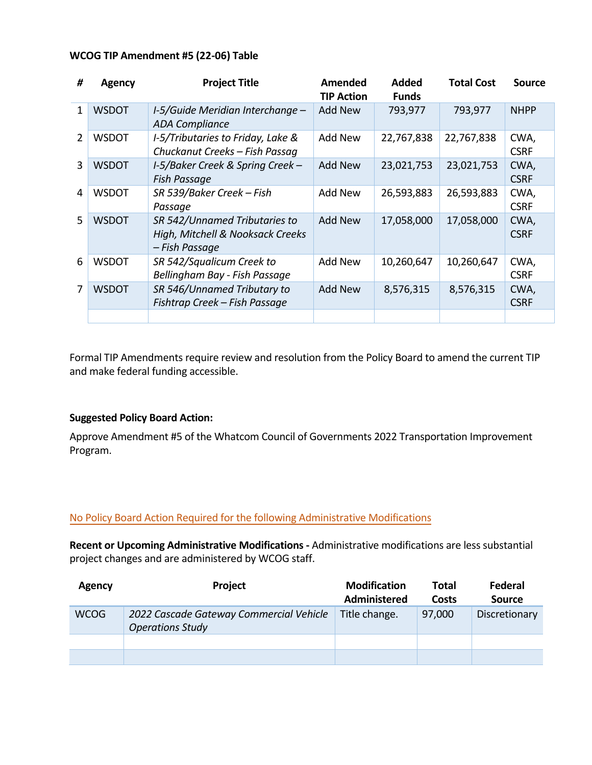**WCOG TIP Amendment #5 (22-06) Table**

| # | Agency | Project Title | Amended TIP Action | Added Funds | Total Cost | Source |
|---|---|---|---|---|---|---|
| 1 | WSDOT | *I-5/Guide Meridian Interchange – ADA Compliance* | Add New | 793,977 | 793,977 | NHPP |
| 2 | WSDOT | *I-5/Tributaries to Friday, Lake & Chuckanut Creeks – Fish Passag* | Add New | 22,767,838 | 22,767,838 | CWA, CSRF |
| 3 | WSDOT | *I-5/Baker Creek & Spring Creek – Fish Passage* | Add New | 23,021,753 | 23,021,753 | CWA, CSRF |
| 4 | WSDOT | *SR 539/Baker Creek – Fish Passage* | Add New | 26,593,883 | 26,593,883 | CWA, CSRF |
| 5 | WSDOT | *SR 542/Unnamed Tributaries to High, Mitchell & Nooksack Creeks – Fish Passage* | Add New | 17,058,000 | 17,058,000 | CWA, CSRF |
| 6 | WSDOT | *SR 542/Squalicum Creek to Bellingham Bay - Fish Passage* | Add New | 10,260,647 | 10,260,647 | CWA, CSRF |
| 7 | WSDOT | *SR 546/Unnamed Tributary to Fishtrap Creek – Fish Passage* | Add New | 8,576,315 | 8,576,315 | CWA, CSRF |
| | | | | | | |

Formal TIP Amendments require review and resolution from the Policy Board to amend the current TIP and make federal funding accessible.

**Suggested Policy Board Action:**

Approve Amendment #5 of the Whatcom Council of Governments 2022 Transportation Improvement Program.

No Policy Board Action Required for the following Administrative Modifications

**Recent or Upcoming Administrative Modifications -** Administrative modifications are less substantial project changes and are administered by WCOG staff.

| Agency | Project | Modification Administered | Total Costs | Federal Source |
|---|---|---|---|---|
| WCOG | *2022 Cascade Gateway Commercial Vehicle Operations Study* | Title change. | 97,000 | Discretionary |
| | | | | |
| | | | | |